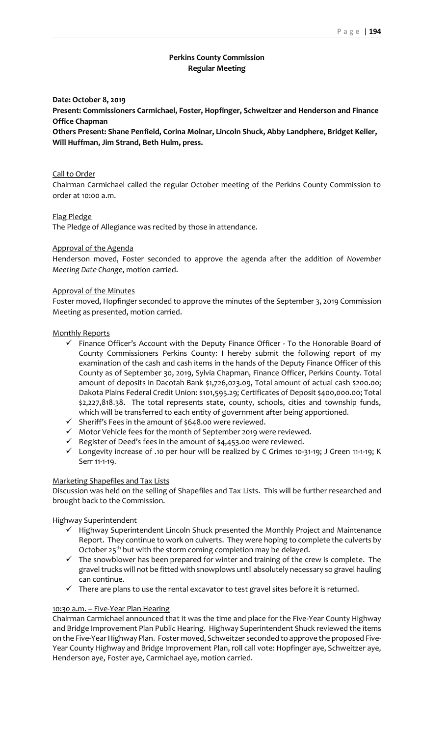# Perkins County Commission
## Regular Meeting

**Date: October 8, 2019**

**Present: Commissioners Carmichael, Foster, Hopfinger, Schweitzer and Henderson and Finance Office Chapman**

**Others Present: Shane Penfield, Corina Molnar, Lincoln Shuck, Abby Landphere, Bridget Keller, Will Huffman, Jim Strand, Beth Hulm, press.**

Call to Order

Chairman Carmichael called the regular October meeting of the Perkins County Commission to order at 10:00 a.m.

Flag Pledge

The Pledge of Allegiance was recited by those in attendance.

Approval of the Agenda

Henderson moved, Foster seconded to approve the agenda after the addition of *November Meeting Date Change*, motion carried.

Approval of the Minutes

Foster moved, Hopfinger seconded to approve the minutes of the September 3, 2019 Commission Meeting as presented, motion carried.

Monthly Reports

- ✓ Finance Officer's Account with the Deputy Finance Officer - To the Honorable Board of County Commissioners Perkins County: I hereby submit the following report of my examination of the cash and cash items in the hands of the Deputy Finance Officer of this County as of September 30, 2019, Sylvia Chapman, Finance Officer, Perkins County. Total amount of deposits in Dacotah Bank $1,726,023.09, Total amount of actual cash $200.00; Dakota Plains Federal Credit Union: $101,595.29; Certificates of Deposit $400,000.00; Total $2,227,818.38. The total represents state, county, schools, cities and township funds, which will be transferred to each entity of government after being apportioned.
- ✓ Sheriff's Fees in the amount of $648.00 were reviewed.
- ✓ Motor Vehicle fees for the month of September 2019 were reviewed.
- ✓ Register of Deed's fees in the amount of $4,453.00 were reviewed.
- ✓ Longevity increase of .10 per hour will be realized by C Grimes 10-31-19; J Green 11-1-19; K Serr 11-1-19.

Marketing Shapefiles and Tax Lists

Discussion was held on the selling of Shapefiles and Tax Lists. This will be further researched and brought back to the Commission.

Highway Superintendent

- ✓ Highway Superintendent Lincoln Shuck presented the Monthly Project and Maintenance Report. They continue to work on culverts. They were hoping to complete the culverts by October 25th but with the storm coming completion may be delayed.
- ✓ The snowblower has been prepared for winter and training of the crew is complete. The gravel trucks will not be fitted with snowplows until absolutely necessary so gravel hauling can continue.
- ✓ There are plans to use the rental excavator to test gravel sites before it is returned.

10:30 a.m. – Five-Year Plan Hearing

Chairman Carmichael announced that it was the time and place for the Five-Year County Highway and Bridge Improvement Plan Public Hearing. Highway Superintendent Shuck reviewed the items on the Five-Year Highway Plan. Foster moved, Schweitzer seconded to approve the proposed Five-Year County Highway and Bridge Improvement Plan, roll call vote: Hopfinger aye, Schweitzer aye, Henderson aye, Foster aye, Carmichael aye, motion carried.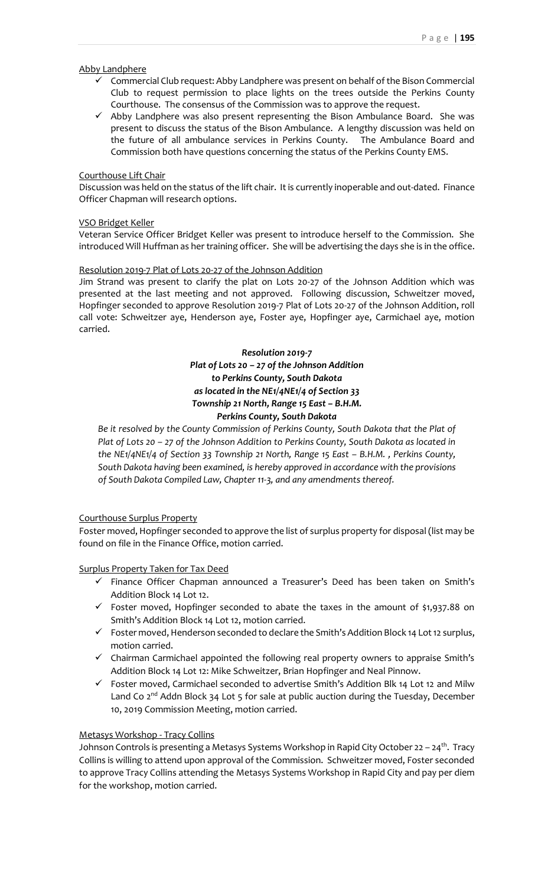Abby Landphere

- ✓ Commercial Club request: Abby Landphere was present on behalf of the Bison Commercial Club to request permission to place lights on the trees outside the Perkins County Courthouse. The consensus of the Commission was to approve the request.
- ✓ Abby Landphere was also present representing the Bison Ambulance Board. She was present to discuss the status of the Bison Ambulance. A lengthy discussion was held on the future of all ambulance services in Perkins County. The Ambulance Board and Commission both have questions concerning the status of the Perkins County EMS.

Courthouse Lift Chair

Discussion was held on the status of the lift chair. It is currently inoperable and out-dated. Finance Officer Chapman will research options.

VSO Bridget Keller

Veteran Service Officer Bridget Keller was present to introduce herself to the Commission. She introduced Will Huffman as her training officer. She will be advertising the days she is in the office.

Resolution 2019-7 Plat of Lots 20-27 of the Johnson Addition

Jim Strand was present to clarify the plat on Lots 20-27 of the Johnson Addition which was presented at the last meeting and not approved. Following discussion, Schweitzer moved, Hopfinger seconded to approve Resolution 2019-7 Plat of Lots 20-27 of the Johnson Addition, roll call vote: Schweitzer aye, Henderson aye, Foster aye, Hopfinger aye, Carmichael aye, motion carried.

***Resolution 2019-7***
***Plat of Lots 20 – 27 of the Johnson Addition***
***to Perkins County, South Dakota***
***as located in the NE1/4NE1/4 of Section 33***
***Township 21 North, Range 15 East – B.H.M.***
***Perkins County, South Dakota***

*Be it resolved by the County Commission of Perkins County, South Dakota that the Plat of Plat of Lots 20 – 27 of the Johnson Addition to Perkins County, South Dakota as located in the NE1/4NE1/4 of Section 33 Township 21 North, Range 15 East – B.H.M. , Perkins County, South Dakota having been examined, is hereby approved in accordance with the provisions of South Dakota Compiled Law, Chapter 11-3, and any amendments thereof.*

Courthouse Surplus Property

Foster moved, Hopfinger seconded to approve the list of surplus property for disposal (list may be found on file in the Finance Office, motion carried.

Surplus Property Taken for Tax Deed

- ✓ Finance Officer Chapman announced a Treasurer's Deed has been taken on Smith's Addition Block 14 Lot 12.
- ✓ Foster moved, Hopfinger seconded to abate the taxes in the amount of $1,937.88 on Smith's Addition Block 14 Lot 12, motion carried.
- ✓ Foster moved, Henderson seconded to declare the Smith's Addition Block 14 Lot 12 surplus, motion carried.
- ✓ Chairman Carmichael appointed the following real property owners to appraise Smith's Addition Block 14 Lot 12: Mike Schweitzer, Brian Hopfinger and Neal Pinnow.
- ✓ Foster moved, Carmichael seconded to advertise Smith's Addition Blk 14 Lot 12 and Milw Land Co 2nd Addn Block 34 Lot 5 for sale at public auction during the Tuesday, December 10, 2019 Commission Meeting, motion carried.

Metasys Workshop - Tracy Collins

Johnson Controls is presenting a Metasys Systems Workshop in Rapid City October 22 – 24th. Tracy Collins is willing to attend upon approval of the Commission. Schweitzer moved, Foster seconded to approve Tracy Collins attending the Metasys Systems Workshop in Rapid City and pay per diem for the workshop, motion carried.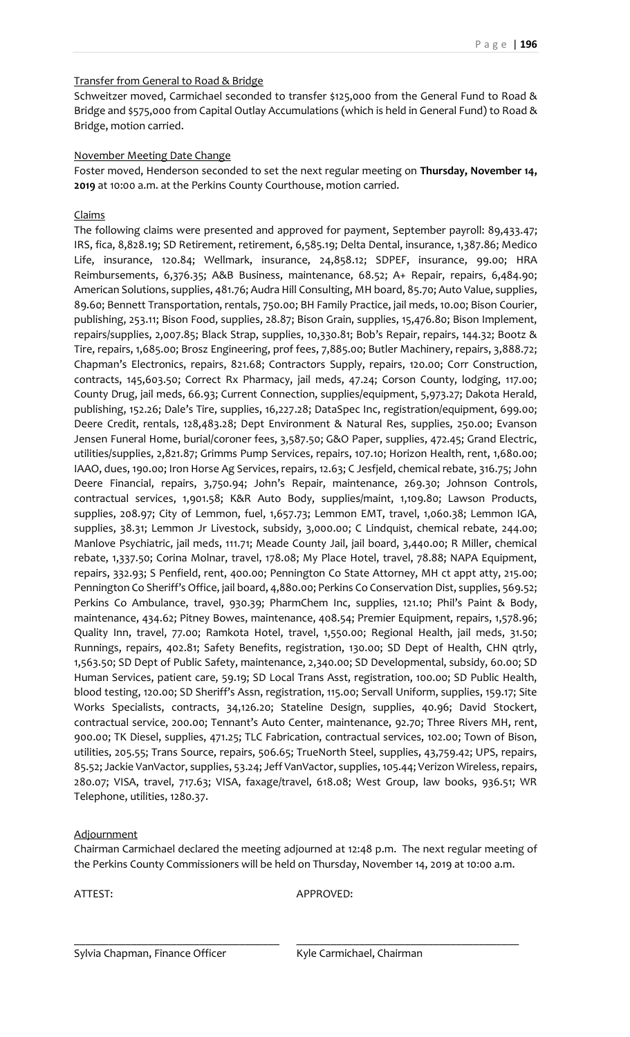Transfer from General to Road & Bridge

Schweitzer moved, Carmichael seconded to transfer $125,000 from the General Fund to Road & Bridge and $575,000 from Capital Outlay Accumulations (which is held in General Fund) to Road & Bridge, motion carried.

November Meeting Date Change

Foster moved, Henderson seconded to set the next regular meeting on **Thursday, November 14, 2019** at 10:00 a.m. at the Perkins County Courthouse, motion carried.

Claims

The following claims were presented and approved for payment, September payroll: 89,433.47; IRS, fica, 8,828.19; SD Retirement, retirement, 6,585.19; Delta Dental, insurance, 1,387.86; Medico Life, insurance, 120.84; Wellmark, insurance, 24,858.12; SDPEF, insurance, 99.00; HRA Reimbursements, 6,376.35; A&B Business, maintenance, 68.52; A+ Repair, repairs, 6,484.90; American Solutions, supplies, 481.76; Audra Hill Consulting, MH board, 85.70; Auto Value, supplies, 89.60; Bennett Transportation, rentals, 750.00; BH Family Practice, jail meds, 10.00; Bison Courier, publishing, 253.11; Bison Food, supplies, 28.87; Bison Grain, supplies, 15,476.80; Bison Implement, repairs/supplies, 2,007.85; Black Strap, supplies, 10,330.81; Bob's Repair, repairs, 144.32; Bootz & Tire, repairs, 1,685.00; Brosz Engineering, prof fees, 7,885.00; Butler Machinery, repairs, 3,888.72; Chapman's Electronics, repairs, 821.68; Contractors Supply, repairs, 120.00; Corr Construction, contracts, 145,603.50; Correct Rx Pharmacy, jail meds, 47.24; Corson County, lodging, 117.00; County Drug, jail meds, 66.93; Current Connection, supplies/equipment, 5,973.27; Dakota Herald, publishing, 152.26; Dale's Tire, supplies, 16,227.28; DataSpec Inc, registration/equipment, 699.00; Deere Credit, rentals, 128,483.28; Dept Environment & Natural Res, supplies, 250.00; Evanson Jensen Funeral Home, burial/coroner fees, 3,587.50; G&O Paper, supplies, 472.45; Grand Electric, utilities/supplies, 2,821.87; Grimms Pump Services, repairs, 107.10; Horizon Health, rent, 1,680.00; IAAO, dues, 190.00; Iron Horse Ag Services, repairs, 12.63; C Jesfjeld, chemical rebate, 316.75; John Deere Financial, repairs, 3,750.94; John's Repair, maintenance, 269.30; Johnson Controls, contractual services, 1,901.58; K&R Auto Body, supplies/maint, 1,109.80; Lawson Products, supplies, 208.97; City of Lemmon, fuel, 1,657.73; Lemmon EMT, travel, 1,060.38; Lemmon IGA, supplies, 38.31; Lemmon Jr Livestock, subsidy, 3,000.00; C Lindquist, chemical rebate, 244.00; Manlove Psychiatric, jail meds, 111.71; Meade County Jail, jail board, 3,440.00; R Miller, chemical rebate, 1,337.50; Corina Molnar, travel, 178.08; My Place Hotel, travel, 78.88; NAPA Equipment, repairs, 332.93; S Penfield, rent, 400.00; Pennington Co State Attorney, MH ct appt atty, 215.00; Pennington Co Sheriff's Office, jail board, 4,880.00; Perkins Co Conservation Dist, supplies, 569.52; Perkins Co Ambulance, travel, 930.39; PharmChem Inc, supplies, 121.10; Phil's Paint & Body, maintenance, 434.62; Pitney Bowes, maintenance, 408.54; Premier Equipment, repairs, 1,578.96; Quality Inn, travel, 77.00; Ramkota Hotel, travel, 1,550.00; Regional Health, jail meds, 31.50; Runnings, repairs, 402.81; Safety Benefits, registration, 130.00; SD Dept of Health, CHN qtrly, 1,563.50; SD Dept of Public Safety, maintenance, 2,340.00; SD Developmental, subsidy, 60.00; SD Human Services, patient care, 59.19; SD Local Trans Asst, registration, 100.00; SD Public Health, blood testing, 120.00; SD Sheriff's Assn, registration, 115.00; Servall Uniform, supplies, 159.17; Site Works Specialists, contracts, 34,126.20; Stateline Design, supplies, 40.96; David Stockert, contractual service, 200.00; Tennant's Auto Center, maintenance, 92.70; Three Rivers MH, rent, 900.00; TK Diesel, supplies, 471.25; TLC Fabrication, contractual services, 102.00; Town of Bison, utilities, 205.55; Trans Source, repairs, 506.65; TrueNorth Steel, supplies, 43,759.42; UPS, repairs, 85.52; Jackie VanVactor, supplies, 53.24; Jeff VanVactor, supplies, 105.44; Verizon Wireless, repairs, 280.07; VISA, travel, 717.63; VISA, faxage/travel, 618.08; West Group, law books, 936.51; WR Telephone, utilities, 1280.37.

Adjournment

Chairman Carmichael declared the meeting adjourned at 12:48 p.m. The next regular meeting of the Perkins County Commissioners will be held on Thursday, November 14, 2019 at 10:00 a.m.

ATTEST: APPROVED:

\_\_\_\_\_\_\_\_\_\_\_\_\_\_\_\_\_\_\_\_\_\_\_\_\_\_\_\_\_\_ \_\_\_\_\_\_\_\_\_\_\_\_\_\_\_\_\_\_\_\_\_\_\_\_\_\_\_\_\_\_

Sylvia Chapman, Finance Officer Kyle Carmichael, Chairman